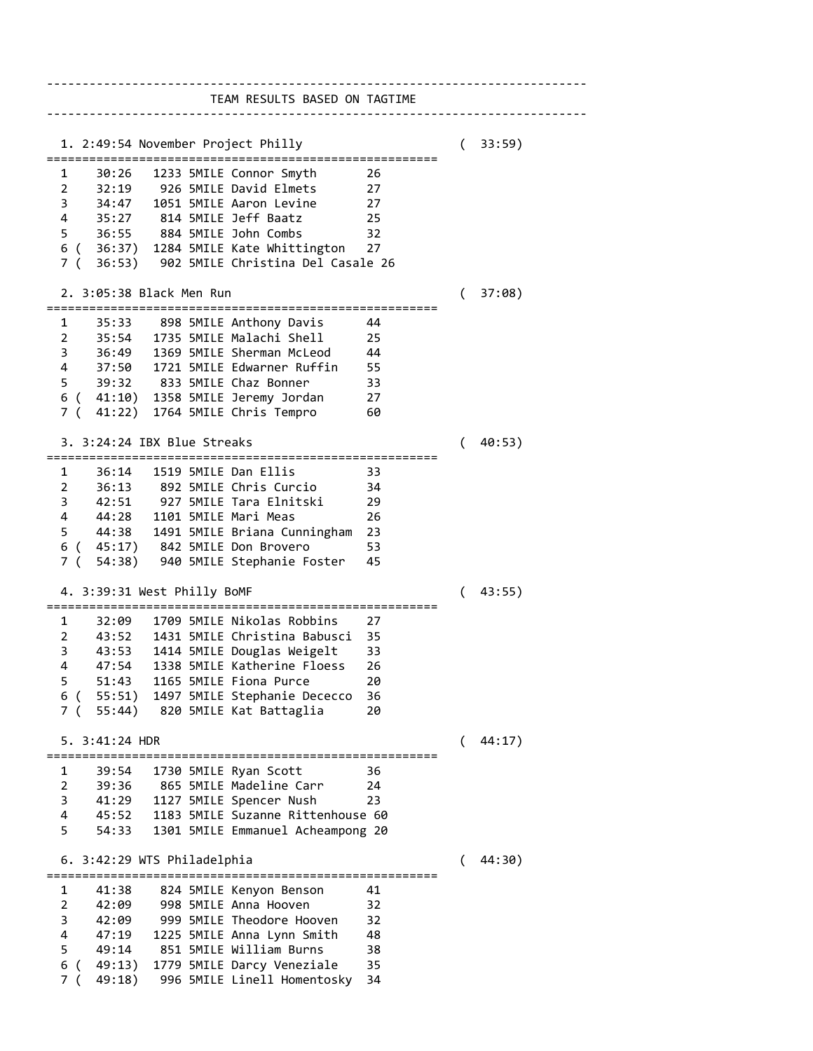## TEAM RESULTS BASED ON TAGTIME

### 1. 2:49:54 November Project Philly (33:59)

| Place | Time | Bib | Race | Name | Age |
|---|---|---|---|---|---|
| 1 | 30:26 | 1233 | 5MILE | Connor Smyth | 26 |
| 2 | 32:19 | 926 | 5MILE | David Elmets | 27 |
| 3 | 34:47 | 1051 | 5MILE | Aaron Levine | 27 |
| 4 | 35:27 | 814 | 5MILE | Jeff Baatz | 25 |
| 5 | 36:55 | 884 | 5MILE | John Combs | 32 |
| 6 | (36:37) | 1284 | 5MILE | Kate Whittington | 27 |
| 7 | (36:53) | 902 | 5MILE | Christina Del Casale | 26 |

### 2. 3:05:38 Black Men Run (37:08)

| Place | Time | Bib | Race | Name | Age |
|---|---|---|---|---|---|
| 1 | 35:33 | 898 | 5MILE | Anthony Davis | 44 |
| 2 | 35:54 | 1735 | 5MILE | Malachi Shell | 25 |
| 3 | 36:49 | 1369 | 5MILE | Sherman McLeod | 44 |
| 4 | 37:50 | 1721 | 5MILE | Edwarner Ruffin | 55 |
| 5 | 39:32 | 833 | 5MILE | Chaz Bonner | 33 |
| 6 | (41:10) | 1358 | 5MILE | Jeremy Jordan | 27 |
| 7 | (41:22) | 1764 | 5MILE | Chris Tempro | 60 |

### 3. 3:24:24 IBX Blue Streaks (40:53)

| Place | Time | Bib | Race | Name | Age |
|---|---|---|---|---|---|
| 1 | 36:14 | 1519 | 5MILE | Dan Ellis | 33 |
| 2 | 36:13 | 892 | 5MILE | Chris Curcio | 34 |
| 3 | 42:51 | 927 | 5MILE | Tara Elnitski | 29 |
| 4 | 44:28 | 1101 | 5MILE | Mari Meas | 26 |
| 5 | 44:38 | 1491 | 5MILE | Briana Cunningham | 23 |
| 6 | (45:17) | 842 | 5MILE | Don Brovero | 53 |
| 7 | (54:38) | 940 | 5MILE | Stephanie Foster | 45 |

### 4. 3:39:31 West Philly BoMF (43:55)

| Place | Time | Bib | Race | Name | Age |
|---|---|---|---|---|---|
| 1 | 32:09 | 1709 | 5MILE | Nikolas Robbins | 27 |
| 2 | 43:52 | 1431 | 5MILE | Christina Babusci | 35 |
| 3 | 43:53 | 1414 | 5MILE | Douglas Weigelt | 33 |
| 4 | 47:54 | 1338 | 5MILE | Katherine Floess | 26 |
| 5 | 51:43 | 1165 | 5MILE | Fiona Purce | 20 |
| 6 | (55:51) | 1497 | 5MILE | Stephanie Dececco | 36 |
| 7 | (55:44) | 820 | 5MILE | Kat Battaglia | 20 |

### 5. 3:41:24 HDR (44:17)

| Place | Time | Bib | Race | Name | Age |
|---|---|---|---|---|---|
| 1 | 39:54 | 1730 | 5MILE | Ryan Scott | 36 |
| 2 | 39:36 | 865 | 5MILE | Madeline Carr | 24 |
| 3 | 41:29 | 1127 | 5MILE | Spencer Nush | 23 |
| 4 | 45:52 | 1183 | 5MILE | Suzanne Rittenhouse | 60 |
| 5 | 54:33 | 1301 | 5MILE | Emmanuel Acheampong | 20 |

### 6. 3:42:29 WTS Philadelphia (44:30)

| Place | Time | Bib | Race | Name | Age |
|---|---|---|---|---|---|
| 1 | 41:38 | 824 | 5MILE | Kenyon Benson | 41 |
| 2 | 42:09 | 998 | 5MILE | Anna Hooven | 32 |
| 3 | 42:09 | 999 | 5MILE | Theodore Hooven | 32 |
| 4 | 47:19 | 1225 | 5MILE | Anna Lynn Smith | 48 |
| 5 | 49:14 | 851 | 5MILE | William Burns | 38 |
| 6 | (49:13) | 1779 | 5MILE | Darcy Veneziale | 35 |
| 7 | (49:18) | 996 | 5MILE | Linell Homentosky | 34 |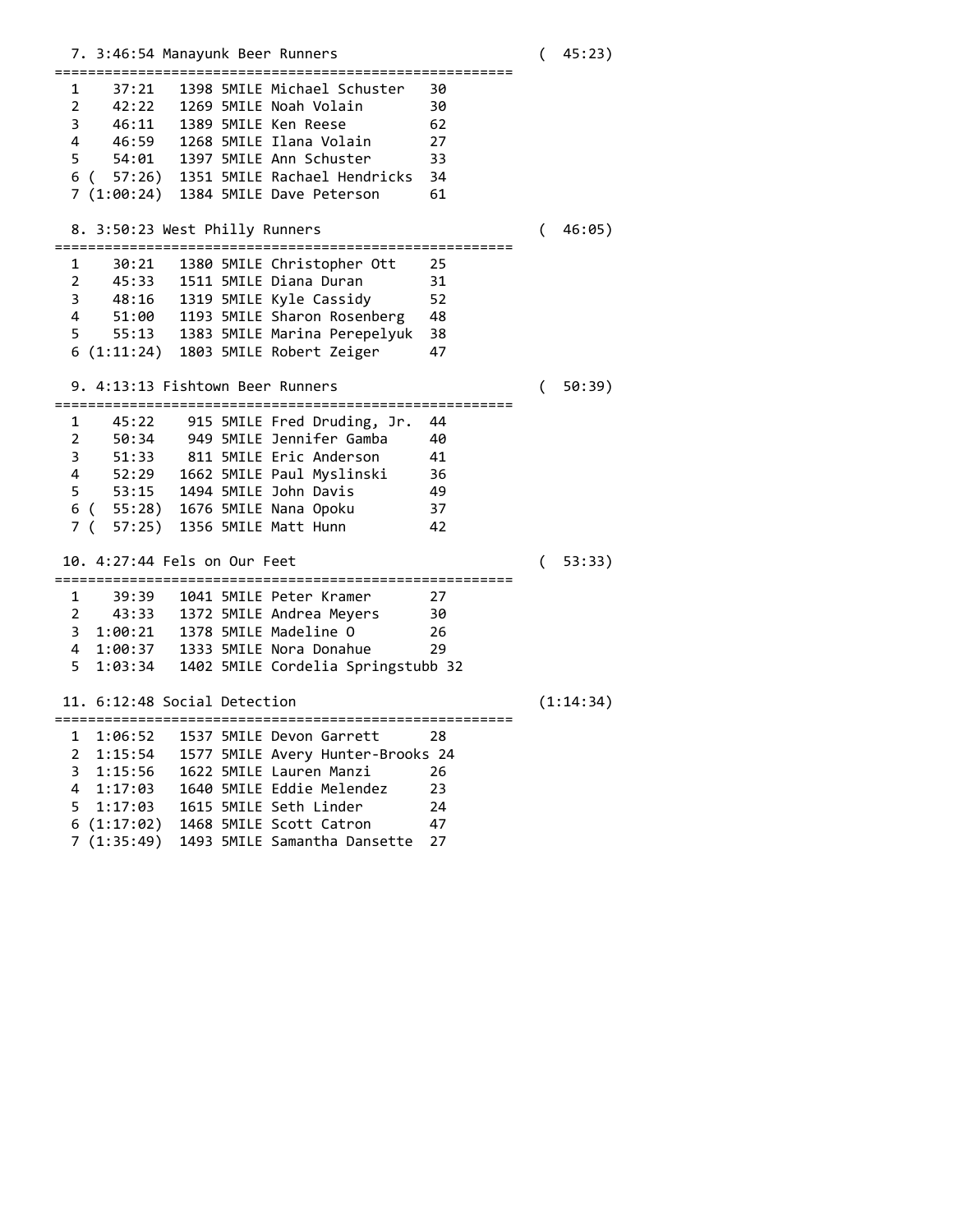```
  7. 3:46:54 Manayunk Beer Runners                            (  45:23)
=======================================================
  1    37:21   1398 5MILE Michael Schuster   30
  2    42:22   1269 5MILE Noah Volain        30
  3    46:11   1389 5MILE Ken Reese          62
  4    46:59   1268 5MILE Ilana Volain       27
  5    54:01   1397 5MILE Ann Schuster       33
  6 (  57:26)  1351 5MILE Rachael Hendricks  34
  7 (1:00:24)  1384 5MILE Dave Peterson      61

  8. 3:50:23 West Philly Runners                              (  46:05)
=======================================================
  1    30:21   1380 5MILE Christopher Ott    25
  2    45:33   1511 5MILE Diana Duran        31
  3    48:16   1319 5MILE Kyle Cassidy       52
  4    51:00   1193 5MILE Sharon Rosenberg   48
  5    55:13   1383 5MILE Marina Perepelyuk  38
  6 (1:11:24)  1803 5MILE Robert Zeiger      47

  9. 4:13:13 Fishtown Beer Runners                            (  50:39)
=======================================================
  1    45:22    915 5MILE Fred Druding, Jr.  44
  2    50:34    949 5MILE Jennifer Gamba     40
  3    51:33    811 5MILE Eric Anderson      41
  4    52:29   1662 5MILE Paul Myslinski     36
  5    53:15   1494 5MILE John Davis         49
  6 (  55:28)  1676 5MILE Nana Opoku         37
  7 (  57:25)  1356 5MILE Matt Hunn          42

 10. 4:27:44 Fels on Our Feet                                 (  53:33)
=======================================================
  1    39:39   1041 5MILE Peter Kramer       27
  2    43:33   1372 5MILE Andrea Meyers      30
  3  1:00:21   1378 5MILE Madeline O         26
  4  1:00:37   1333 5MILE Nora Donahue       29
  5  1:03:34   1402 5MILE Cordelia Springstubb 32

 11. 6:12:48 Social Detection                                 (1:14:34)
=======================================================
  1  1:06:52   1537 5MILE Devon Garrett      28
  2  1:15:54   1577 5MILE Avery Hunter-Brooks 24
  3  1:15:56   1622 5MILE Lauren Manzi       26
  4  1:17:03   1640 5MILE Eddie Melendez     23
  5  1:17:03   1615 5MILE Seth Linder        24
  6 (1:17:02)  1468 5MILE Scott Catron       47
  7 (1:35:49)  1493 5MILE Samantha Dansette  27
```